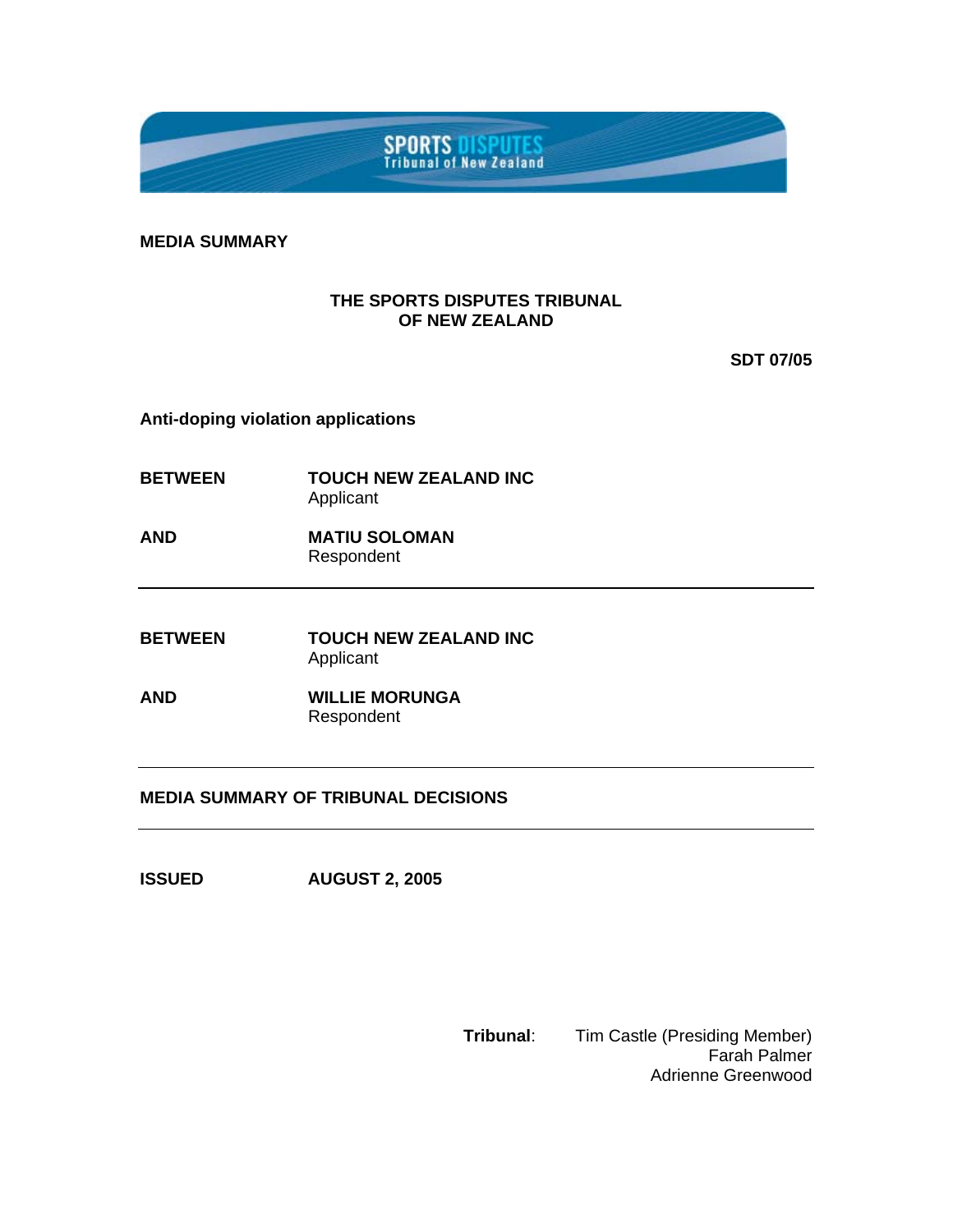SPORTS DISPUTES
Tribunal of New Zealand

**MEDIA SUMMARY**

**THE SPORTS DISPUTES TRIBUNAL
OF NEW ZEALAND**

**SDT 07/05**

**Anti-doping violation applications**

| | |
|---|---|
| **BETWEEN** | **TOUCH NEW ZEALAND INC**<br>Applicant |
| **AND** | **MATIU SOLOMAN**<br>Respondent |

---

| | |
|---|---|
| **BETWEEN** | **TOUCH NEW ZEALAND INC**<br>Applicant |
| **AND** | **WILLIE MORUNGA**<br>Respondent |

---

**MEDIA SUMMARY OF TRIBUNAL DECISIONS**

---

**ISSUED** **AUGUST 2, 2005**

**Tribunal**: Tim Castle (Presiding Member)
Farah Palmer
Adrienne Greenwood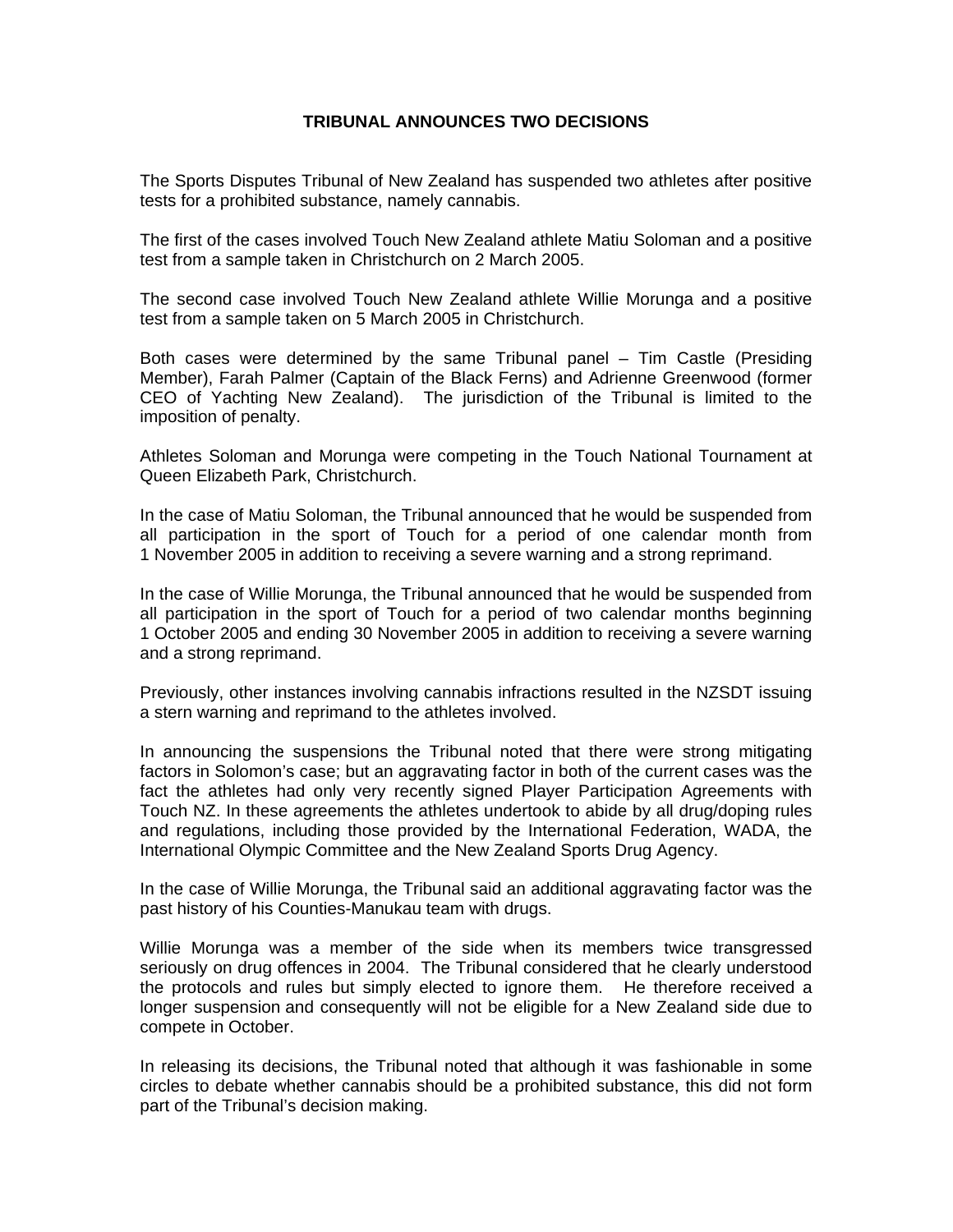**TRIBUNAL ANNOUNCES TWO DECISIONS**

The Sports Disputes Tribunal of New Zealand has suspended two athletes after positive tests for a prohibited substance, namely cannabis.

The first of the cases involved Touch New Zealand athlete Matiu Soloman and a positive test from a sample taken in Christchurch on 2 March 2005.

The second case involved Touch New Zealand athlete Willie Morunga and a positive test from a sample taken on 5 March 2005 in Christchurch.

Both cases were determined by the same Tribunal panel – Tim Castle (Presiding Member), Farah Palmer (Captain of the Black Ferns) and Adrienne Greenwood (former CEO of Yachting New Zealand). The jurisdiction of the Tribunal is limited to the imposition of penalty.

Athletes Soloman and Morunga were competing in the Touch National Tournament at Queen Elizabeth Park, Christchurch.

In the case of Matiu Soloman, the Tribunal announced that he would be suspended from all participation in the sport of Touch for a period of one calendar month from 1 November 2005 in addition to receiving a severe warning and a strong reprimand.

In the case of Willie Morunga, the Tribunal announced that he would be suspended from all participation in the sport of Touch for a period of two calendar months beginning 1 October 2005 and ending 30 November 2005 in addition to receiving a severe warning and a strong reprimand.

Previously, other instances involving cannabis infractions resulted in the NZSDT issuing a stern warning and reprimand to the athletes involved.

In announcing the suspensions the Tribunal noted that there were strong mitigating factors in Solomon's case; but an aggravating factor in both of the current cases was the fact the athletes had only very recently signed Player Participation Agreements with Touch NZ. In these agreements the athletes undertook to abide by all drug/doping rules and regulations, including those provided by the International Federation, WADA, the International Olympic Committee and the New Zealand Sports Drug Agency.

In the case of Willie Morunga, the Tribunal said an additional aggravating factor was the past history of his Counties-Manukau team with drugs.

Willie Morunga was a member of the side when its members twice transgressed seriously on drug offences in 2004. The Tribunal considered that he clearly understood the protocols and rules but simply elected to ignore them. He therefore received a longer suspension and consequently will not be eligible for a New Zealand side due to compete in October.

In releasing its decisions, the Tribunal noted that although it was fashionable in some circles to debate whether cannabis should be a prohibited substance, this did not form part of the Tribunal's decision making.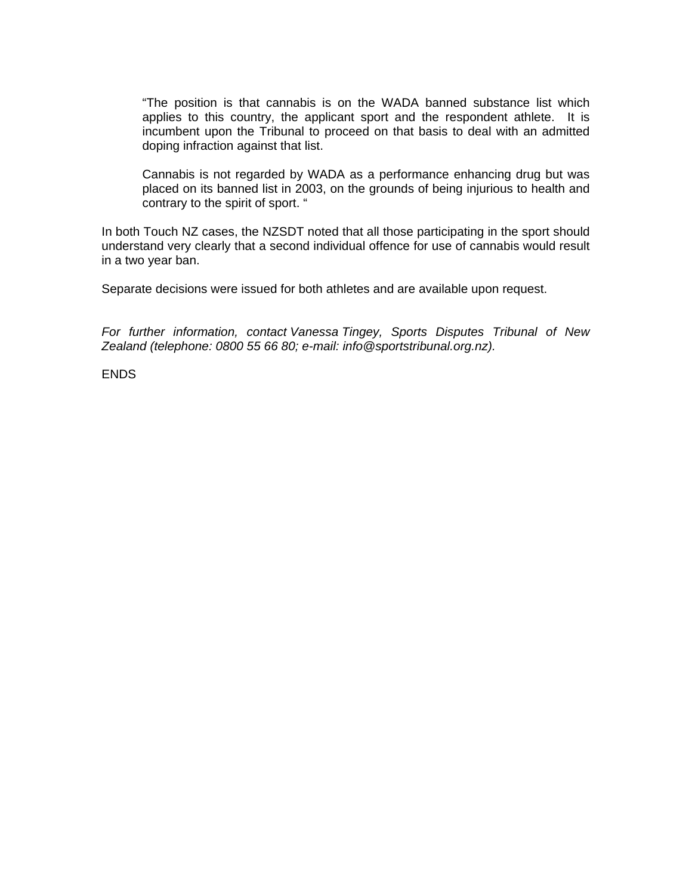> "The position is that cannabis is on the WADA banned substance list which applies to this country, the applicant sport and the respondent athlete. It is incumbent upon the Tribunal to proceed on that basis to deal with an admitted doping infraction against that list.
>
> Cannabis is not regarded by WADA as a performance enhancing drug but was placed on its banned list in 2003, on the grounds of being injurious to health and contrary to the spirit of sport. "

In both Touch NZ cases, the NZSDT noted that all those participating in the sport should understand very clearly that a second individual offence for use of cannabis would result in a two year ban.

Separate decisions were issued for both athletes and are available upon request.

*For further information, contact Vanessa Tingey, Sports Disputes Tribunal of New Zealand (telephone: 0800 55 66 80; e-mail: info@sportstribunal.org.nz).*

ENDS